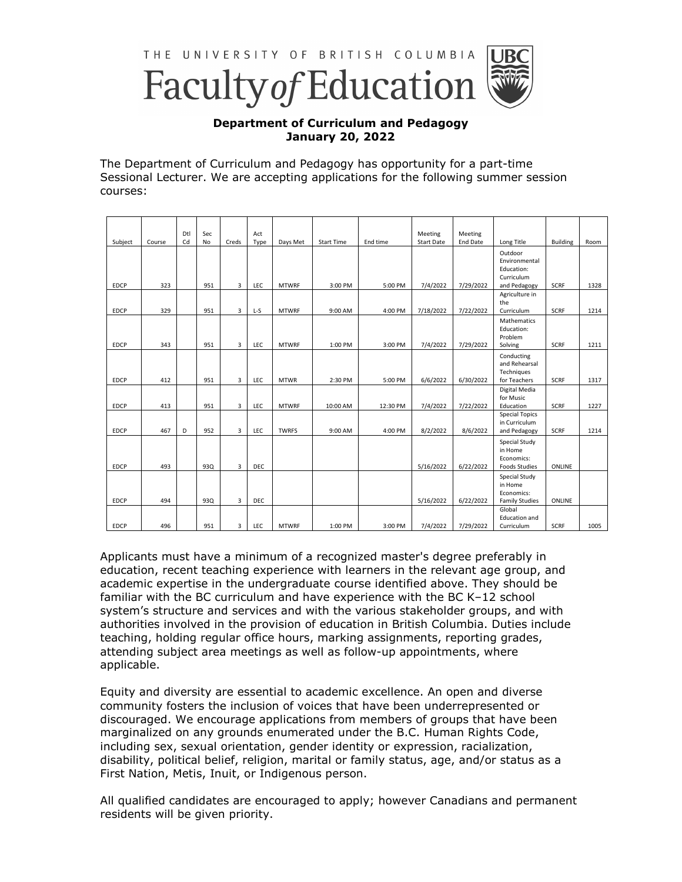THE UNIVERSITY OF BRITISH COLUMBIA

# Faculty of Education

**Department of Curriculum and Pedagogy**
**January 20, 2022**

The Department of Curriculum and Pedagogy has opportunity for a part-time Sessional Lecturer. We are accepting applications for the following summer session courses:

| Subject | Course | Dtl Cd | Sec No | Creds | Act Type | Days Met | Start Time | End time | Meeting Start Date | Meeting End Date | Long Title | Building | Room |
|---|---|---|---|---|---|---|---|---|---|---|---|---|---|
| EDCP | 323 | | 951 | 3 | LEC | MTWRF | 3:00 PM | 5:00 PM | 7/4/2022 | 7/29/2022 | Outdoor Environmental Education: Curriculum and Pedagogy | SCRF | 1328 |
| EDCP | 329 | | 951 | 3 | L-S | MTWRF | 9:00 AM | 4:00 PM | 7/18/2022 | 7/22/2022 | Agriculture in the Curriculum | SCRF | 1214 |
| EDCP | 343 | | 951 | 3 | LEC | MTWRF | 1:00 PM | 3:00 PM | 7/4/2022 | 7/29/2022 | Mathematics Education: Problem Solving | SCRF | 1211 |
| EDCP | 412 | | 951 | 3 | LEC | MTWR | 2:30 PM | 5:00 PM | 6/6/2022 | 6/30/2022 | Conducting and Rehearsal Techniques for Teachers | SCRF | 1317 |
| EDCP | 413 | | 951 | 3 | LEC | MTWRF | 10:00 AM | 12:30 PM | 7/4/2022 | 7/22/2022 | Digital Media for Music Education | SCRF | 1227 |
| EDCP | 467 | D | 952 | 3 | LEC | TWRFS | 9:00 AM | 4:00 PM | 8/2/2022 | 8/6/2022 | Special Topics in Curriculum and Pedagogy | SCRF | 1214 |
| EDCP | 493 | | 93Q | 3 | DEC | | | | 5/16/2022 | 6/22/2022 | Special Study in Home Economics: Foods Studies | ONLINE | |
| EDCP | 494 | | 93Q | 3 | DEC | | | | 5/16/2022 | 6/22/2022 | Special Study in Home Economics: Family Studies | ONLINE | |
| EDCP | 496 | | 951 | 3 | LEC | MTWRF | 1:00 PM | 3:00 PM | 7/4/2022 | 7/29/2022 | Global Education and Curriculum | SCRF | 1005 |

Applicants must have a minimum of a recognized master's degree preferably in education, recent teaching experience with learners in the relevant age group, and academic expertise in the undergraduate course identified above. They should be familiar with the BC curriculum and have experience with the BC K–12 school system's structure and services and with the various stakeholder groups, and with authorities involved in the provision of education in British Columbia. Duties include teaching, holding regular office hours, marking assignments, reporting grades, attending subject area meetings as well as follow-up appointments, where applicable.

Equity and diversity are essential to academic excellence. An open and diverse community fosters the inclusion of voices that have been underrepresented or discouraged. We encourage applications from members of groups that have been marginalized on any grounds enumerated under the B.C. Human Rights Code, including sex, sexual orientation, gender identity or expression, racialization, disability, political belief, religion, marital or family status, age, and/or status as a First Nation, Metis, Inuit, or Indigenous person.

All qualified candidates are encouraged to apply; however Canadians and permanent residents will be given priority.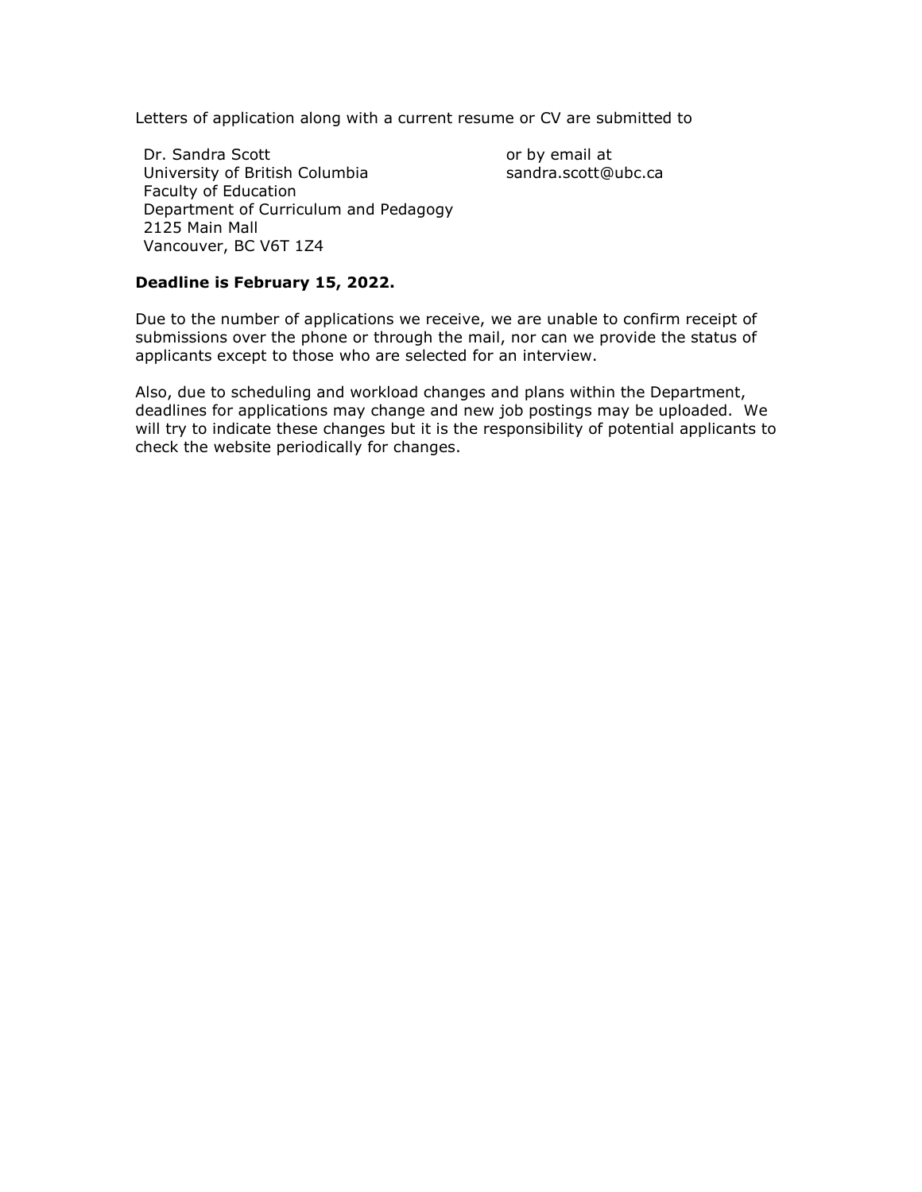Letters of application along with a current resume or CV are submitted to

Dr. Sandra Scott
University of British Columbia
Faculty of Education
Department of Curriculum and Pedagogy
2125 Main Mall
Vancouver, BC V6T 1Z4

or by email at
sandra.scott@ubc.ca

**Deadline is February 15, 2022.**

Due to the number of applications we receive, we are unable to confirm receipt of submissions over the phone or through the mail, nor can we provide the status of applicants except to those who are selected for an interview.

Also, due to scheduling and workload changes and plans within the Department, deadlines for applications may change and new job postings may be uploaded. We will try to indicate these changes but it is the responsibility of potential applicants to check the website periodically for changes.